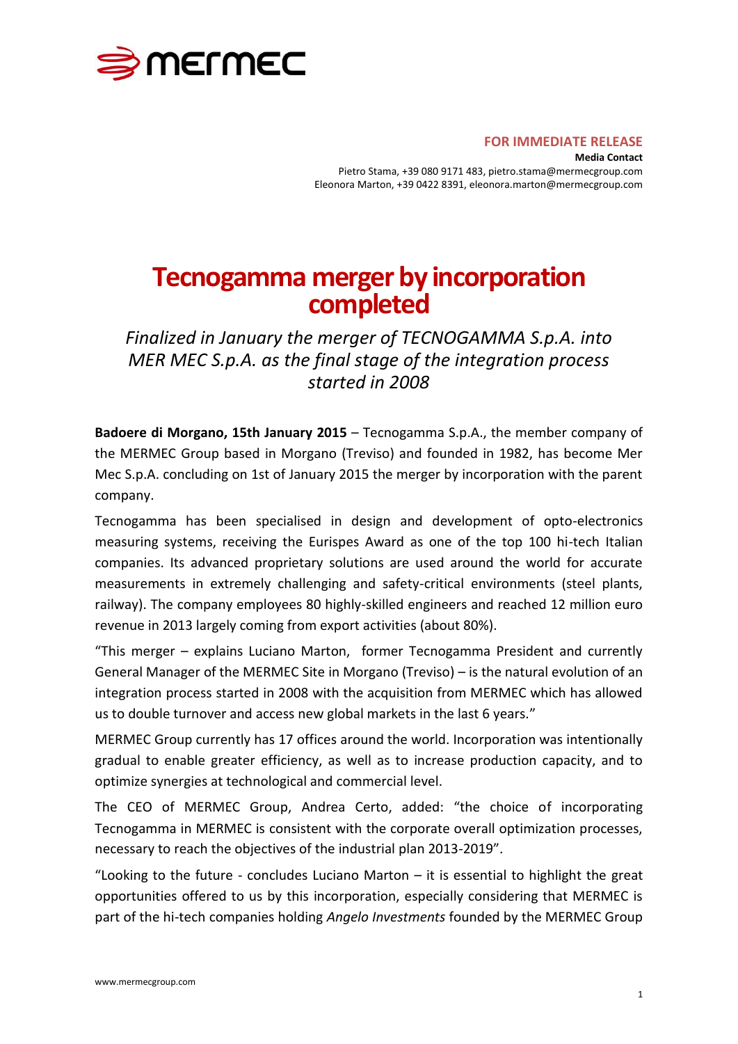**FOR IMMEDIATE RELEASE**

**Media Contact**

Pietro Stama, +39 080 9171 483, pietro.stama@mermecgroup.com
Eleonora Marton, +39 0422 8391, eleonora.marton@mermecgroup.com

# Tecnogamma merger by incorporation completed

*Finalized in January the merger of TECNOGAMMA S.p.A. into MER MEC S.p.A. as the final stage of the integration process started in 2008*

**Badoere di Morgano, 15th January 2015** – Tecnogamma S.p.A., the member company of the MERMEC Group based in Morgano (Treviso) and founded in 1982, has become Mer Mec S.p.A. concluding on 1st of January 2015 the merger by incorporation with the parent company.

Tecnogamma has been specialised in design and development of opto-electronics measuring systems, receiving the Eurispes Award as one of the top 100 hi-tech Italian companies. Its advanced proprietary solutions are used around the world for accurate measurements in extremely challenging and safety-critical environments (steel plants, railway). The company employees 80 highly-skilled engineers and reached 12 million euro revenue in 2013 largely coming from export activities (about 80%).

"This merger – explains Luciano Marton, former Tecnogamma President and currently General Manager of the MERMEC Site in Morgano (Treviso) – is the natural evolution of an integration process started in 2008 with the acquisition from MERMEC which has allowed us to double turnover and access new global markets in the last 6 years."

MERMEC Group currently has 17 offices around the world. Incorporation was intentionally gradual to enable greater efficiency, as well as to increase production capacity, and to optimize synergies at technological and commercial level.

The CEO of MERMEC Group, Andrea Certo, added: "the choice of incorporating Tecnogamma in MERMEC is consistent with the corporate overall optimization processes, necessary to reach the objectives of the industrial plan 2013-2019".

"Looking to the future - concludes Luciano Marton – it is essential to highlight the great opportunities offered to us by this incorporation, especially considering that MERMEC is part of the hi-tech companies holding *Angelo Investments* founded by the MERMEC Group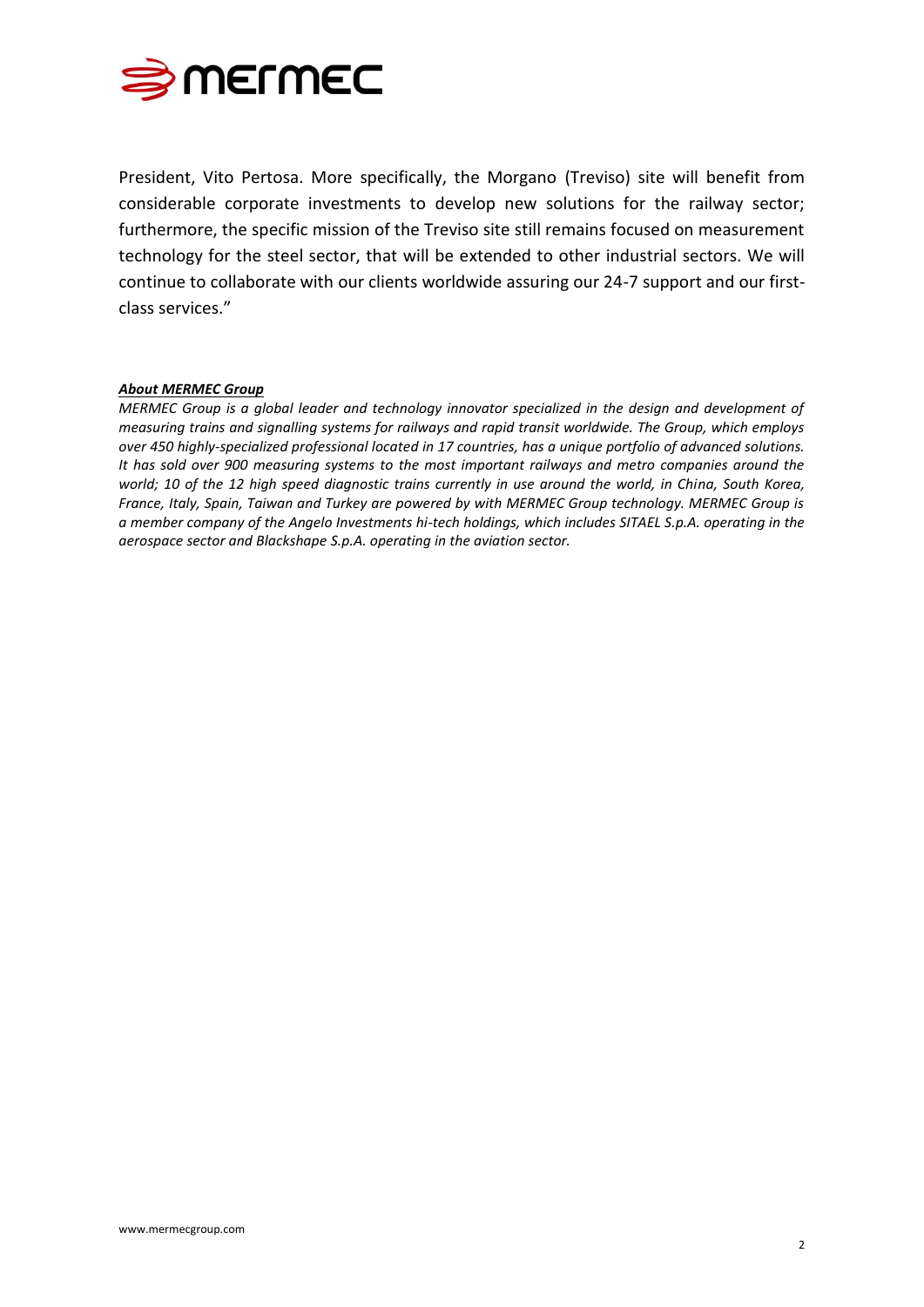President, Vito Pertosa. More specifically, the Morgano (Treviso) site will benefit from considerable corporate investments to develop new solutions for the railway sector; furthermore, the specific mission of the Treviso site still remains focused on measurement technology for the steel sector, that will be extended to other industrial sectors. We will continue to collaborate with our clients worldwide assuring our 24-7 support and our first-class services."

***About MERMEC Group***

*MERMEC Group is a global leader and technology innovator specialized in the design and development of measuring trains and signalling systems for railways and rapid transit worldwide. The Group, which employs over 450 highly-specialized professional located in 17 countries, has a unique portfolio of advanced solutions. It has sold over 900 measuring systems to the most important railways and metro companies around the world; 10 of the 12 high speed diagnostic trains currently in use around the world, in China, South Korea, France, Italy, Spain, Taiwan and Turkey are powered by with MERMEC Group technology. MERMEC Group is a member company of the Angelo Investments hi-tech holdings, which includes SITAEL S.p.A. operating in the aerospace sector and Blackshape S.p.A. operating in the aviation sector.*

www.mermecgroup.com